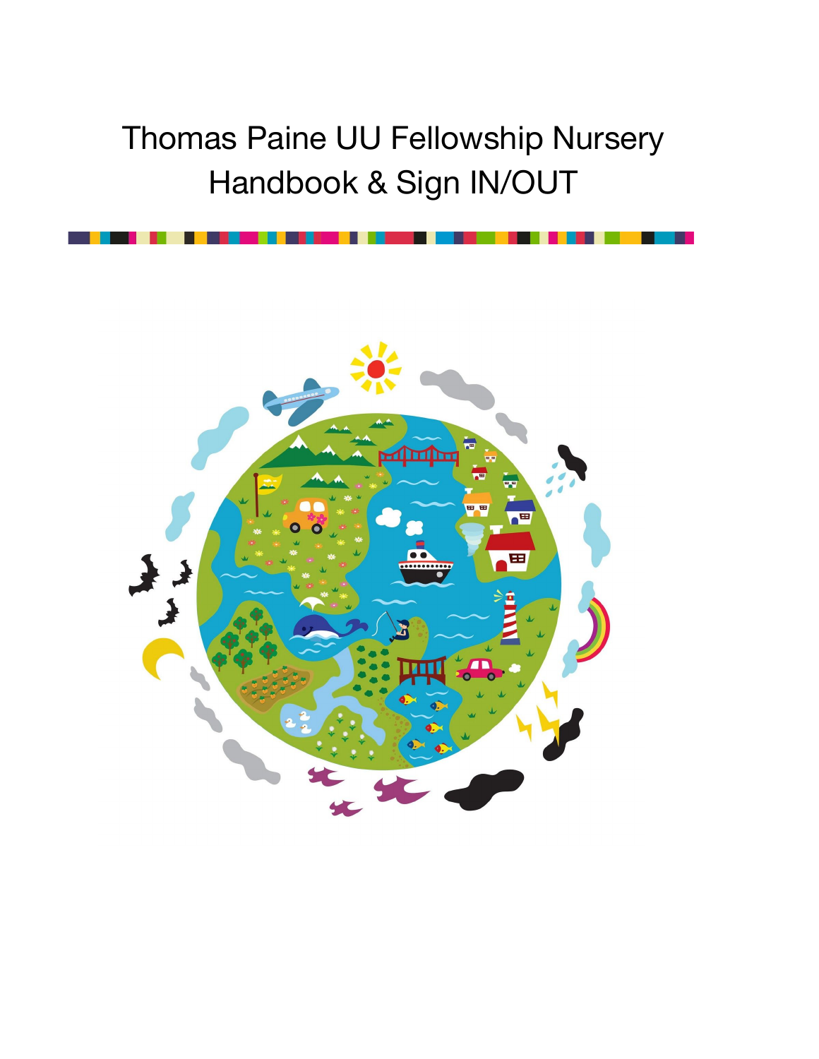# Thomas Paine UU Fellowship Nursery Handbook & Sign IN/OUT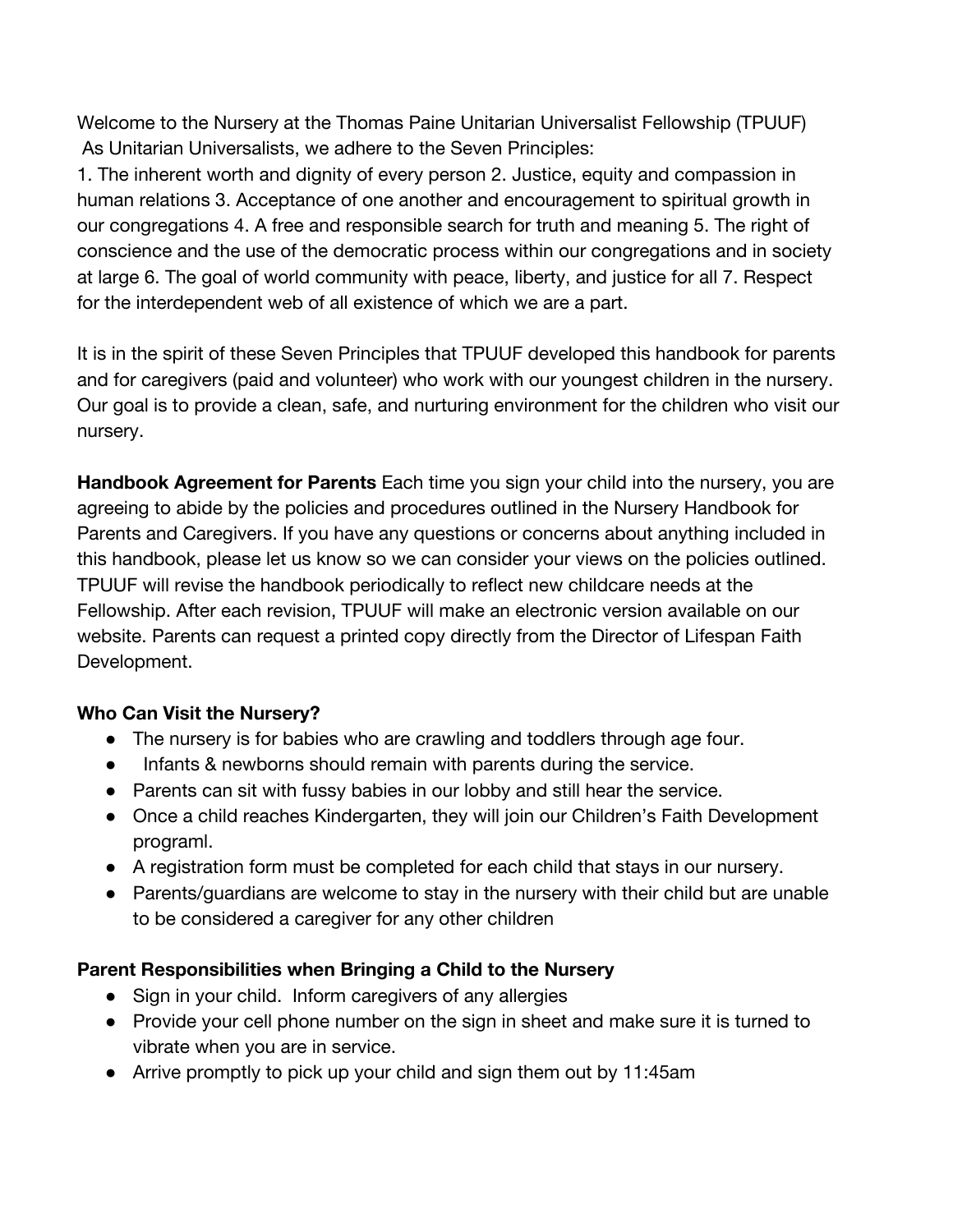Welcome to the Nursery at the Thomas Paine Unitarian Universalist Fellowship (TPUUF)
As Unitarian Universalists, we adhere to the Seven Principles:

1. The inherent worth and dignity of every person 2. Justice, equity and compassion in human relations 3. Acceptance of one another and encouragement to spiritual growth in our congregations 4. A free and responsible search for truth and meaning 5. The right of conscience and the use of the democratic process within our congregations and in society at large 6. The goal of world community with peace, liberty, and justice for all 7. Respect for the interdependent web of all existence of which we are a part.

It is in the spirit of these Seven Principles that TPUUF developed this handbook for parents and for caregivers (paid and volunteer) who work with our youngest children in the nursery. Our goal is to provide a clean, safe, and nurturing environment for the children who visit our nursery.

**Handbook Agreement for Parents** Each time you sign your child into the nursery, you are agreeing to abide by the policies and procedures outlined in the Nursery Handbook for Parents and Caregivers. If you have any questions or concerns about anything included in this handbook, please let us know so we can consider your views on the policies outlined. TPUUF will revise the handbook periodically to reflect new childcare needs at the Fellowship. After each revision, TPUUF will make an electronic version available on our website. Parents can request a printed copy directly from the Director of Lifespan Faith Development.

**Who Can Visit the Nursery?**

- The nursery is for babies who are crawling and toddlers through age four.
- Infants & newborns should remain with parents during the service.
- Parents can sit with fussy babies in our lobby and still hear the service.
- Once a child reaches Kindergarten, they will join our Children's Faith Development programl.
- A registration form must be completed for each child that stays in our nursery.
- Parents/guardians are welcome to stay in the nursery with their child but are unable to be considered a caregiver for any other children

**Parent Responsibilities when Bringing a Child to the Nursery**

- Sign in your child. Inform caregivers of any allergies
- Provide your cell phone number on the sign in sheet and make sure it is turned to vibrate when you are in service.
- Arrive promptly to pick up your child and sign them out by 11:45am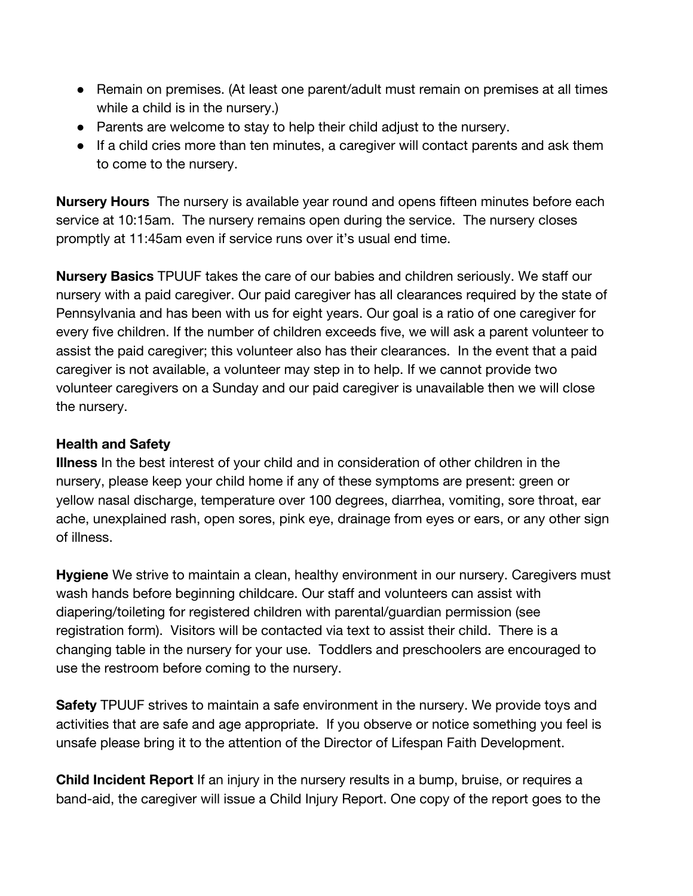- Remain on premises. (At least one parent/adult must remain on premises at all times while a child is in the nursery.)
- Parents are welcome to stay to help their child adjust to the nursery.
- If a child cries more than ten minutes, a caregiver will contact parents and ask them to come to the nursery.

**Nursery Hours** The nursery is available year round and opens fifteen minutes before each service at 10:15am. The nursery remains open during the service. The nursery closes promptly at 11:45am even if service runs over it's usual end time.

**Nursery Basics** TPUUF takes the care of our babies and children seriously. We staff our nursery with a paid caregiver. Our paid caregiver has all clearances required by the state of Pennsylvania and has been with us for eight years. Our goal is a ratio of one caregiver for every five children. If the number of children exceeds five, we will ask a parent volunteer to assist the paid caregiver; this volunteer also has their clearances. In the event that a paid caregiver is not available, a volunteer may step in to help. If we cannot provide two volunteer caregivers on a Sunday and our paid caregiver is unavailable then we will close the nursery.

**Health and Safety**

**Illness** In the best interest of your child and in consideration of other children in the nursery, please keep your child home if any of these symptoms are present: green or yellow nasal discharge, temperature over 100 degrees, diarrhea, vomiting, sore throat, ear ache, unexplained rash, open sores, pink eye, drainage from eyes or ears, or any other sign of illness.

**Hygiene** We strive to maintain a clean, healthy environment in our nursery. Caregivers must wash hands before beginning childcare. Our staff and volunteers can assist with diapering/toileting for registered children with parental/guardian permission (see registration form). Visitors will be contacted via text to assist their child. There is a changing table in the nursery for your use. Toddlers and preschoolers are encouraged to use the restroom before coming to the nursery.

**Safety** TPUUF strives to maintain a safe environment in the nursery. We provide toys and activities that are safe and age appropriate. If you observe or notice something you feel is unsafe please bring it to the attention of the Director of Lifespan Faith Development.

**Child Incident Report** If an injury in the nursery results in a bump, bruise, or requires a band-aid, the caregiver will issue a Child Injury Report. One copy of the report goes to the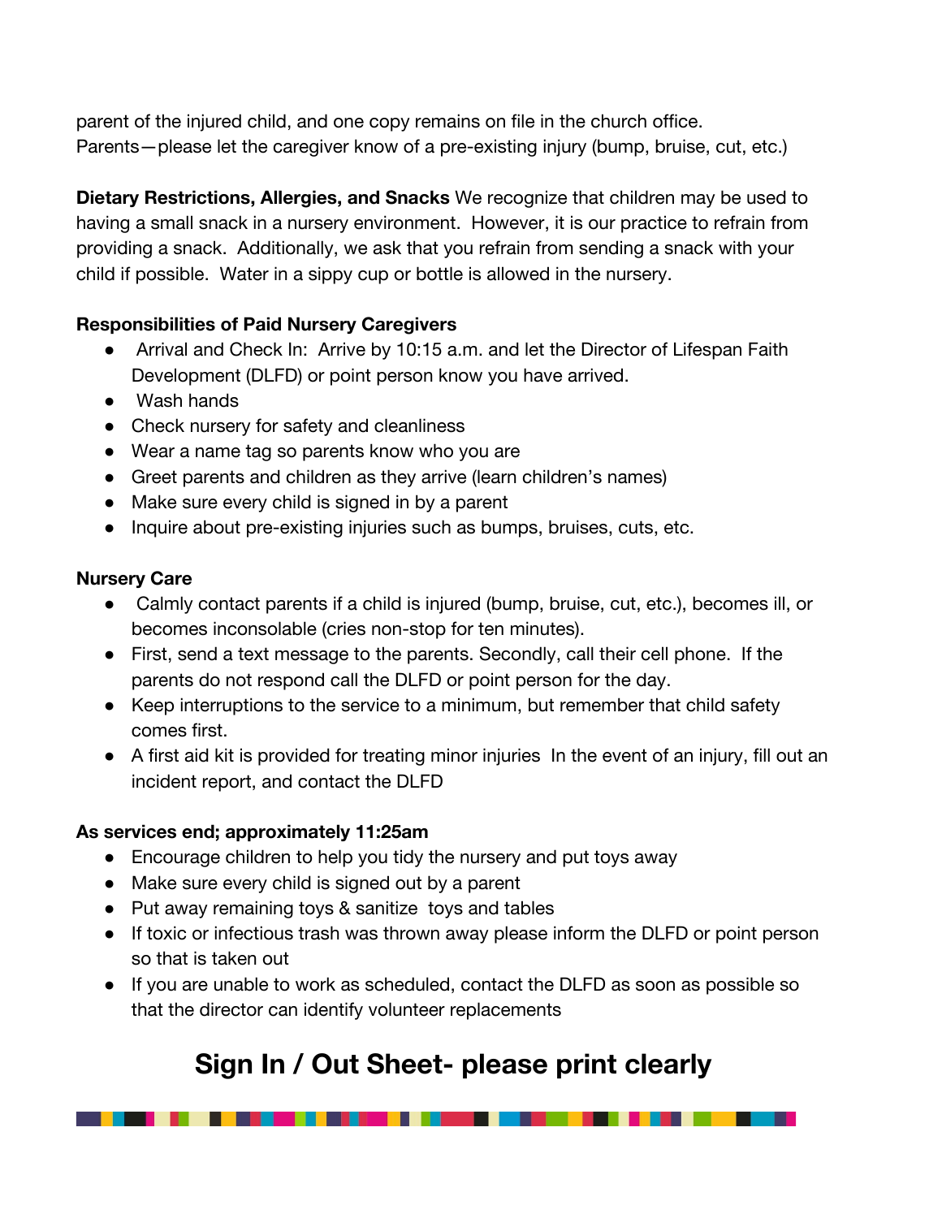parent of the injured child, and one copy remains on file in the church office. Parents—please let the caregiver know of a pre-existing injury (bump, bruise, cut, etc.)

**Dietary Restrictions, Allergies, and Snacks** We recognize that children may be used to having a small snack in a nursery environment. However, it is our practice to refrain from providing a snack. Additionally, we ask that you refrain from sending a snack with your child if possible. Water in a sippy cup or bottle is allowed in the nursery.

**Responsibilities of Paid Nursery Caregivers**

- Arrival and Check In: Arrive by 10:15 a.m. and let the Director of Lifespan Faith Development (DLFD) or point person know you have arrived.
- Wash hands
- Check nursery for safety and cleanliness
- Wear a name tag so parents know who you are
- Greet parents and children as they arrive (learn children's names)
- Make sure every child is signed in by a parent
- Inquire about pre-existing injuries such as bumps, bruises, cuts, etc.

**Nursery Care**

- Calmly contact parents if a child is injured (bump, bruise, cut, etc.), becomes ill, or becomes inconsolable (cries non-stop for ten minutes).
- First, send a text message to the parents. Secondly, call their cell phone. If the parents do not respond call the DLFD or point person for the day.
- Keep interruptions to the service to a minimum, but remember that child safety comes first.
- A first aid kit is provided for treating minor injuries In the event of an injury, fill out an incident report, and contact the DLFD

**As services end; approximately 11:25am**

- Encourage children to help you tidy the nursery and put toys away
- Make sure every child is signed out by a parent
- Put away remaining toys & sanitize toys and tables
- If toxic or infectious trash was thrown away please inform the DLFD or point person so that is taken out
- If you are unable to work as scheduled, contact the DLFD as soon as possible so that the director can identify volunteer replacements

# Sign In / Out Sheet- please print clearly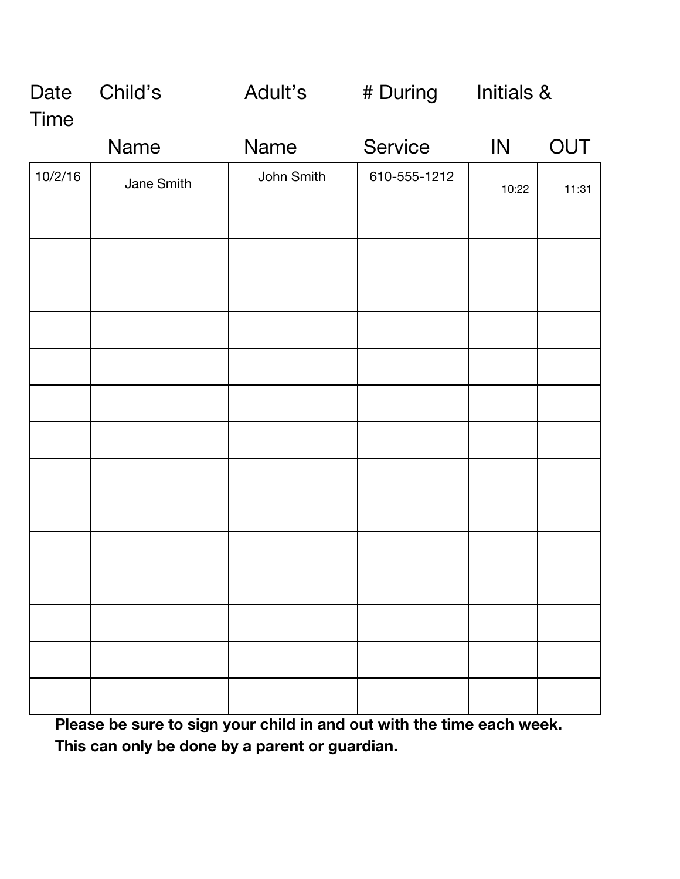| Date | Child's Name | Adult's Name | # During Service | Initials & Time IN | OUT |
|---|---|---|---|---|---|
| 10/2/16 | Jane Smith | John Smith | 610-555-1212 | 10:22 | 11:31 |
| | | | | | |
| | | | | | |
| | | | | | |
| | | | | | |
| | | | | | |
| | | | | | |
| | | | | | |
| | | | | | |
| | | | | | |
| | | | | | |
| | | | | | |
| | | | | | |
| | | | | | |
| | | | | | |

**Please be sure to sign your child in and out with the time each week. This can only be done by a parent or guardian.**